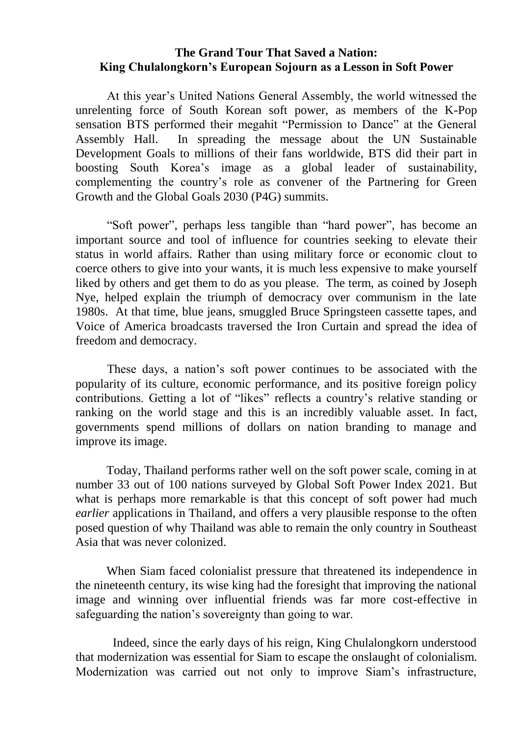# The Grand Tour That Saved a Nation:
# King Chulalongkorn's European Sojourn as a Lesson in Soft Power

At this year's United Nations General Assembly, the world witnessed the unrelenting force of South Korean soft power, as members of the K-Pop sensation BTS performed their megahit "Permission to Dance" at the General Assembly Hall. In spreading the message about the UN Sustainable Development Goals to millions of their fans worldwide, BTS did their part in boosting South Korea's image as a global leader of sustainability, complementing the country's role as convener of the Partnering for Green Growth and the Global Goals 2030 (P4G) summits.

"Soft power", perhaps less tangible than "hard power", has become an important source and tool of influence for countries seeking to elevate their status in world affairs. Rather than using military force or economic clout to coerce others to give into your wants, it is much less expensive to make yourself liked by others and get them to do as you please. The term, as coined by Joseph Nye, helped explain the triumph of democracy over communism in the late 1980s. At that time, blue jeans, smuggled Bruce Springsteen cassette tapes, and Voice of America broadcasts traversed the Iron Curtain and spread the idea of freedom and democracy.

These days, a nation's soft power continues to be associated with the popularity of its culture, economic performance, and its positive foreign policy contributions. Getting a lot of "likes" reflects a country's relative standing or ranking on the world stage and this is an incredibly valuable asset. In fact, governments spend millions of dollars on nation branding to manage and improve its image.

Today, Thailand performs rather well on the soft power scale, coming in at number 33 out of 100 nations surveyed by Global Soft Power Index 2021. But what is perhaps more remarkable is that this concept of soft power had much *earlier* applications in Thailand, and offers a very plausible response to the often posed question of why Thailand was able to remain the only country in Southeast Asia that was never colonized.

When Siam faced colonialist pressure that threatened its independence in the nineteenth century, its wise king had the foresight that improving the national image and winning over influential friends was far more cost-effective in safeguarding the nation's sovereignty than going to war.

Indeed, since the early days of his reign, King Chulalongkorn understood that modernization was essential for Siam to escape the onslaught of colonialism. Modernization was carried out not only to improve Siam's infrastructure,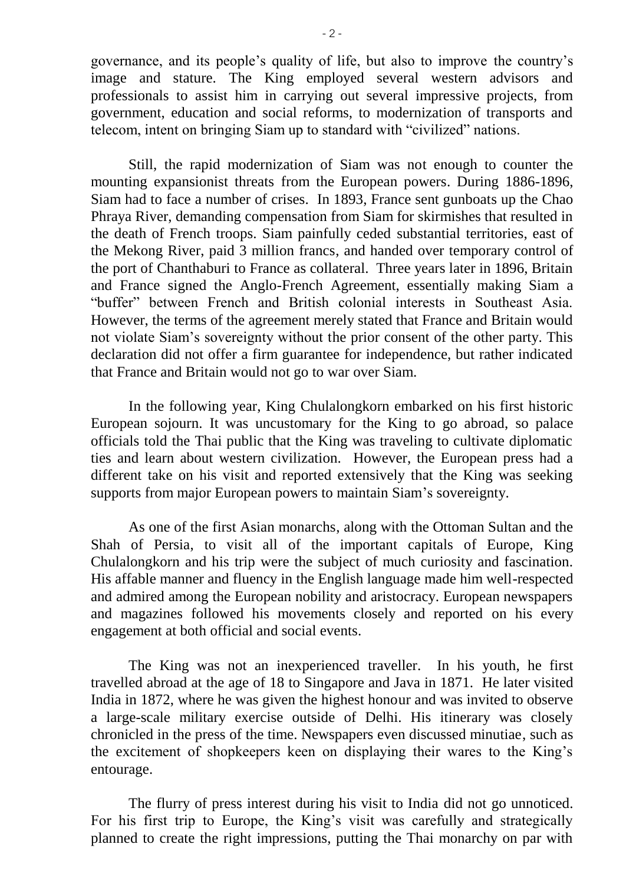governance, and its people's quality of life, but also to improve the country's image and stature. The King employed several western advisors and professionals to assist him in carrying out several impressive projects, from government, education and social reforms, to modernization of transports and telecom, intent on bringing Siam up to standard with "civilized" nations.

Still, the rapid modernization of Siam was not enough to counter the mounting expansionist threats from the European powers. During 1886-1896, Siam had to face a number of crises. In 1893, France sent gunboats up the Chao Phraya River, demanding compensation from Siam for skirmishes that resulted in the death of French troops. Siam painfully ceded substantial territories, east of the Mekong River, paid 3 million francs, and handed over temporary control of the port of Chanthaburi to France as collateral. Three years later in 1896, Britain and France signed the Anglo-French Agreement, essentially making Siam a "buffer" between French and British colonial interests in Southeast Asia. However, the terms of the agreement merely stated that France and Britain would not violate Siam's sovereignty without the prior consent of the other party. This declaration did not offer a firm guarantee for independence, but rather indicated that France and Britain would not go to war over Siam.

In the following year, King Chulalongkorn embarked on his first historic European sojourn. It was uncustomary for the King to go abroad, so palace officials told the Thai public that the King was traveling to cultivate diplomatic ties and learn about western civilization. However, the European press had a different take on his visit and reported extensively that the King was seeking supports from major European powers to maintain Siam's sovereignty.

As one of the first Asian monarchs, along with the Ottoman Sultan and the Shah of Persia, to visit all of the important capitals of Europe, King Chulalongkorn and his trip were the subject of much curiosity and fascination. His affable manner and fluency in the English language made him well-respected and admired among the European nobility and aristocracy. European newspapers and magazines followed his movements closely and reported on his every engagement at both official and social events.

The King was not an inexperienced traveller. In his youth, he first travelled abroad at the age of 18 to Singapore and Java in 1871. He later visited India in 1872, where he was given the highest honour and was invited to observe a large-scale military exercise outside of Delhi. His itinerary was closely chronicled in the press of the time. Newspapers even discussed minutiae, such as the excitement of shopkeepers keen on displaying their wares to the King's entourage.

The flurry of press interest during his visit to India did not go unnoticed. For his first trip to Europe, the King's visit was carefully and strategically planned to create the right impressions, putting the Thai monarchy on par with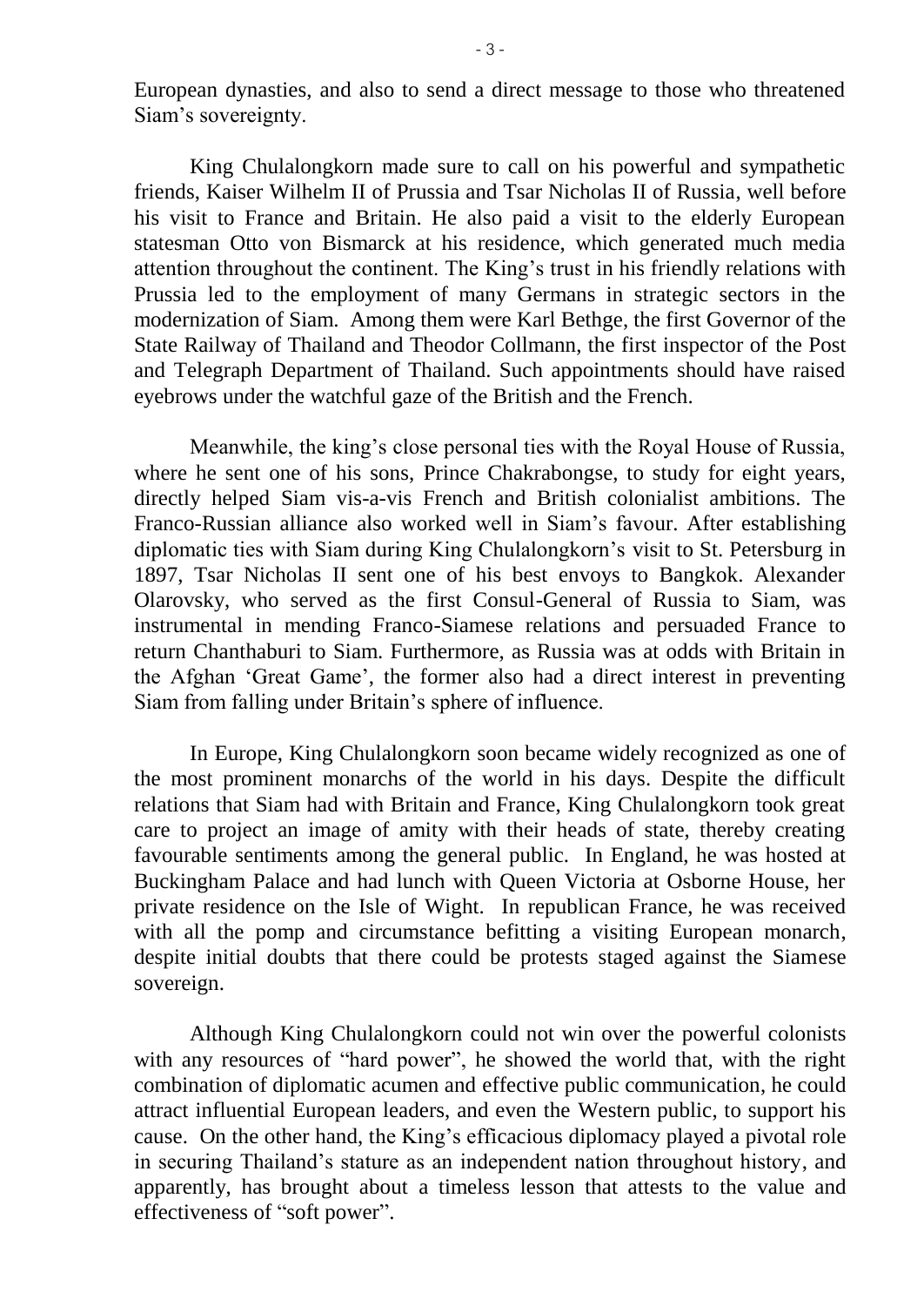European dynasties, and also to send a direct message to those who threatened Siam's sovereignty.

King Chulalongkorn made sure to call on his powerful and sympathetic friends, Kaiser Wilhelm II of Prussia and Tsar Nicholas II of Russia, well before his visit to France and Britain. He also paid a visit to the elderly European statesman Otto von Bismarck at his residence, which generated much media attention throughout the continent. The King's trust in his friendly relations with Prussia led to the employment of many Germans in strategic sectors in the modernization of Siam. Among them were Karl Bethge, the first Governor of the State Railway of Thailand and Theodor Collmann, the first inspector of the Post and Telegraph Department of Thailand. Such appointments should have raised eyebrows under the watchful gaze of the British and the French.

Meanwhile, the king's close personal ties with the Royal House of Russia, where he sent one of his sons, Prince Chakrabongse, to study for eight years, directly helped Siam vis-a-vis French and British colonialist ambitions. The Franco-Russian alliance also worked well in Siam's favour. After establishing diplomatic ties with Siam during King Chulalongkorn's visit to St. Petersburg in 1897, Tsar Nicholas II sent one of his best envoys to Bangkok. Alexander Olarovsky, who served as the first Consul-General of Russia to Siam, was instrumental in mending Franco-Siamese relations and persuaded France to return Chanthaburi to Siam. Furthermore, as Russia was at odds with Britain in the Afghan 'Great Game', the former also had a direct interest in preventing Siam from falling under Britain's sphere of influence.

In Europe, King Chulalongkorn soon became widely recognized as one of the most prominent monarchs of the world in his days. Despite the difficult relations that Siam had with Britain and France, King Chulalongkorn took great care to project an image of amity with their heads of state, thereby creating favourable sentiments among the general public. In England, he was hosted at Buckingham Palace and had lunch with Queen Victoria at Osborne House, her private residence on the Isle of Wight. In republican France, he was received with all the pomp and circumstance befitting a visiting European monarch, despite initial doubts that there could be protests staged against the Siamese sovereign.

Although King Chulalongkorn could not win over the powerful colonists with any resources of "hard power", he showed the world that, with the right combination of diplomatic acumen and effective public communication, he could attract influential European leaders, and even the Western public, to support his cause. On the other hand, the King's efficacious diplomacy played a pivotal role in securing Thailand's stature as an independent nation throughout history, and apparently, has brought about a timeless lesson that attests to the value and effectiveness of "soft power".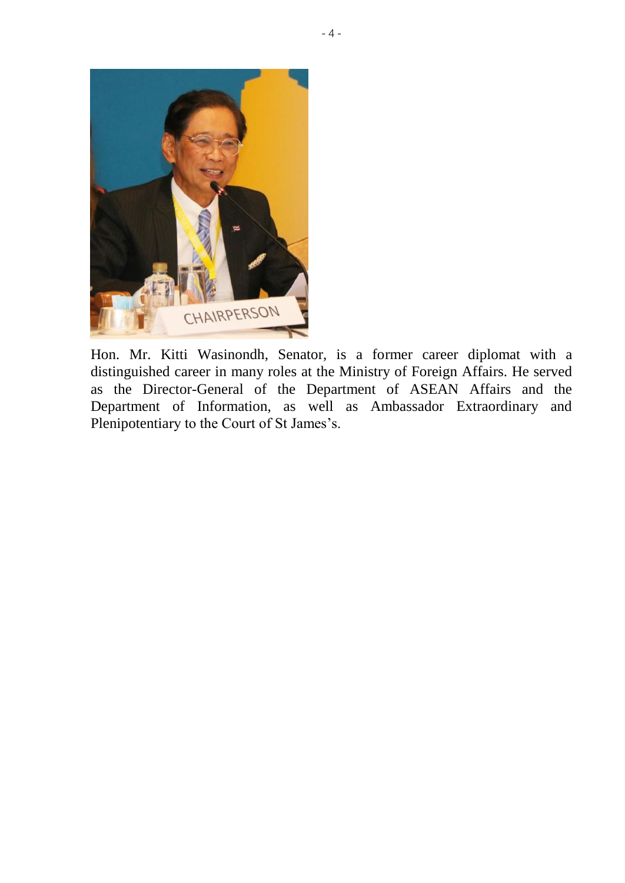Hon. Mr. Kitti Wasinondh, Senator, is a former career diplomat with a distinguished career in many roles at the Ministry of Foreign Affairs. He served as the Director-General of the Department of ASEAN Affairs and the Department of Information, as well as Ambassador Extraordinary and Plenipotentiary to the Court of St James's.